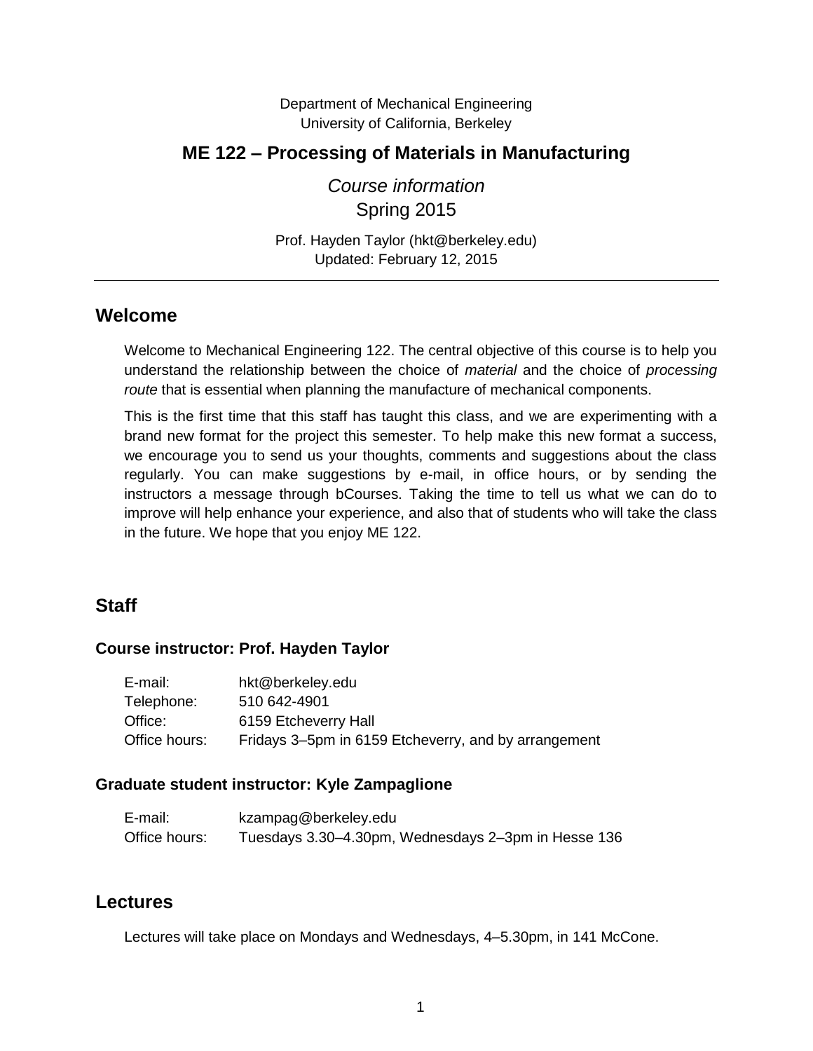Department of Mechanical Engineering
University of California, Berkeley

# ME 122 – Processing of Materials in Manufacturing

*Course information*
Spring 2015

Prof. Hayden Taylor (hkt@berkeley.edu)
Updated: February 12, 2015

---

## Welcome

Welcome to Mechanical Engineering 122. The central objective of this course is to help you understand the relationship between the choice of *material* and the choice of *processing route* that is essential when planning the manufacture of mechanical components.

This is the first time that this staff has taught this class, and we are experimenting with a brand new format for the project this semester. To help make this new format a success, we encourage you to send us your thoughts, comments and suggestions about the class regularly. You can make suggestions by e-mail, in office hours, or by sending the instructors a message through bCourses. Taking the time to tell us what we can do to improve will help enhance your experience, and also that of students who will take the class in the future. We hope that you enjoy ME 122.

## Staff

### Course instructor: Prof. Hayden Taylor

| | |
|---|---|
| E-mail: | hkt@berkeley.edu |
| Telephone: | 510 642-4901 |
| Office: | 6159 Etcheverry Hall |
| Office hours: | Fridays 3–5pm in 6159 Etcheverry, and by arrangement |

### Graduate student instructor: Kyle Zampaglione

| | |
|---|---|
| E-mail: | kzampag@berkeley.edu |
| Office hours: | Tuesdays 3.30–4.30pm, Wednesdays 2–3pm in Hesse 136 |

## Lectures

Lectures will take place on Mondays and Wednesdays, 4–5.30pm, in 141 McCone.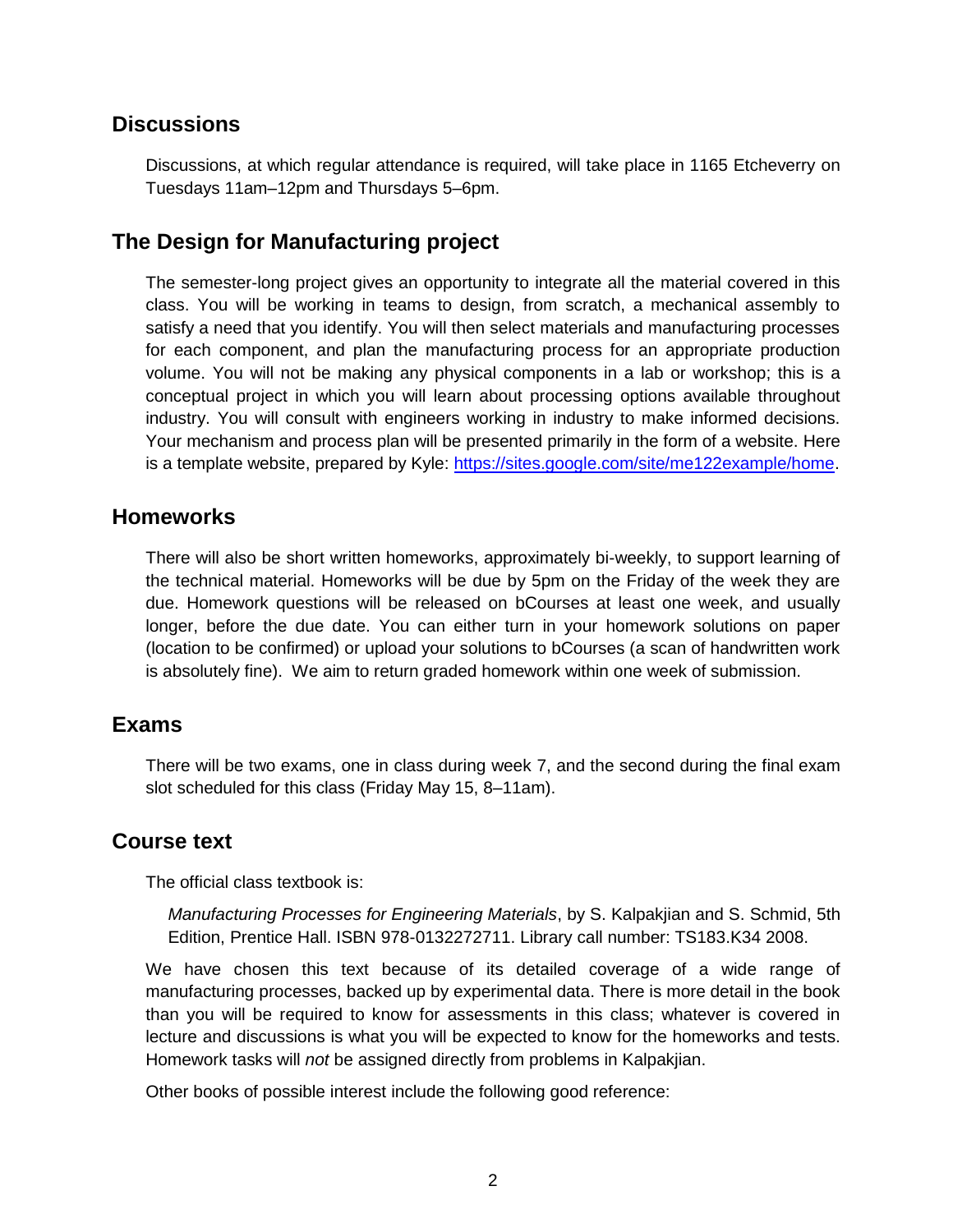## Discussions

Discussions, at which regular attendance is required, will take place in 1165 Etcheverry on Tuesdays 11am–12pm and Thursdays 5–6pm.

## The Design for Manufacturing project

The semester-long project gives an opportunity to integrate all the material covered in this class. You will be working in teams to design, from scratch, a mechanical assembly to satisfy a need that you identify. You will then select materials and manufacturing processes for each component, and plan the manufacturing process for an appropriate production volume. You will not be making any physical components in a lab or workshop; this is a conceptual project in which you will learn about processing options available throughout industry. You will consult with engineers working in industry to make informed decisions. Your mechanism and process plan will be presented primarily in the form of a website. Here is a template website, prepared by Kyle: [https://sites.google.com/site/me122example/home](https://sites.google.com/site/me122example/home).

## Homeworks

There will also be short written homeworks, approximately bi-weekly, to support learning of the technical material. Homeworks will be due by 5pm on the Friday of the week they are due. Homework questions will be released on bCourses at least one week, and usually longer, before the due date. You can either turn in your homework solutions on paper (location to be confirmed) or upload your solutions to bCourses (a scan of handwritten work is absolutely fine). We aim to return graded homework within one week of submission.

## Exams

There will be two exams, one in class during week 7, and the second during the final exam slot scheduled for this class (Friday May 15, 8–11am).

## Course text

The official class textbook is:

> *Manufacturing Processes for Engineering Materials*, by S. Kalpakjian and S. Schmid, 5th Edition, Prentice Hall. ISBN 978-0132272711. Library call number: TS183.K34 2008.

We have chosen this text because of its detailed coverage of a wide range of manufacturing processes, backed up by experimental data. There is more detail in the book than you will be required to know for assessments in this class; whatever is covered in lecture and discussions is what you will be expected to know for the homeworks and tests. Homework tasks will *not* be assigned directly from problems in Kalpakjian.

Other books of possible interest include the following good reference: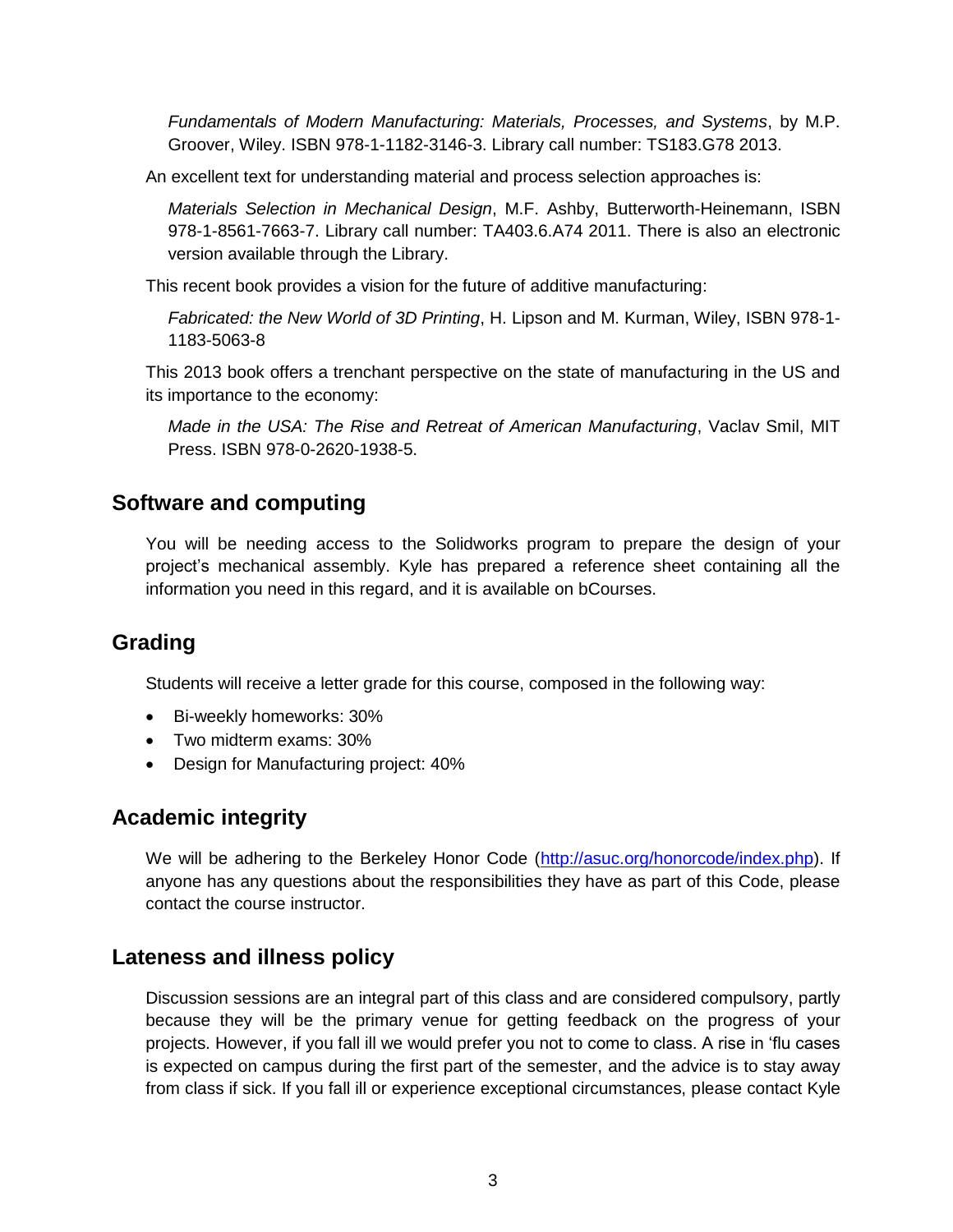*Fundamentals of Modern Manufacturing: Materials, Processes, and Systems*, by M.P. Groover, Wiley. ISBN 978-1-1182-3146-3. Library call number: TS183.G78 2013.

An excellent text for understanding material and process selection approaches is:

*Materials Selection in Mechanical Design*, M.F. Ashby, Butterworth-Heinemann, ISBN 978-1-8561-7663-7. Library call number: TA403.6.A74 2011. There is also an electronic version available through the Library.

This recent book provides a vision for the future of additive manufacturing:

*Fabricated: the New World of 3D Printing*, H. Lipson and M. Kurman, Wiley, ISBN 978-1-1183-5063-8

This 2013 book offers a trenchant perspective on the state of manufacturing in the US and its importance to the economy:

*Made in the USA: The Rise and Retreat of American Manufacturing*, Vaclav Smil, MIT Press. ISBN 978-0-2620-1938-5.

## Software and computing

You will be needing access to the Solidworks program to prepare the design of your project's mechanical assembly. Kyle has prepared a reference sheet containing all the information you need in this regard, and it is available on bCourses.

## Grading

Students will receive a letter grade for this course, composed in the following way:

- Bi-weekly homeworks: 30%
- Two midterm exams: 30%
- Design for Manufacturing project: 40%

## Academic integrity

We will be adhering to the Berkeley Honor Code (http://asuc.org/honorcode/index.php). If anyone has any questions about the responsibilities they have as part of this Code, please contact the course instructor.

## Lateness and illness policy

Discussion sessions are an integral part of this class and are considered compulsory, partly because they will be the primary venue for getting feedback on the progress of your projects. However, if you fall ill we would prefer you not to come to class. A rise in 'flu cases is expected on campus during the first part of the semester, and the advice is to stay away from class if sick. If you fall ill or experience exceptional circumstances, please contact Kyle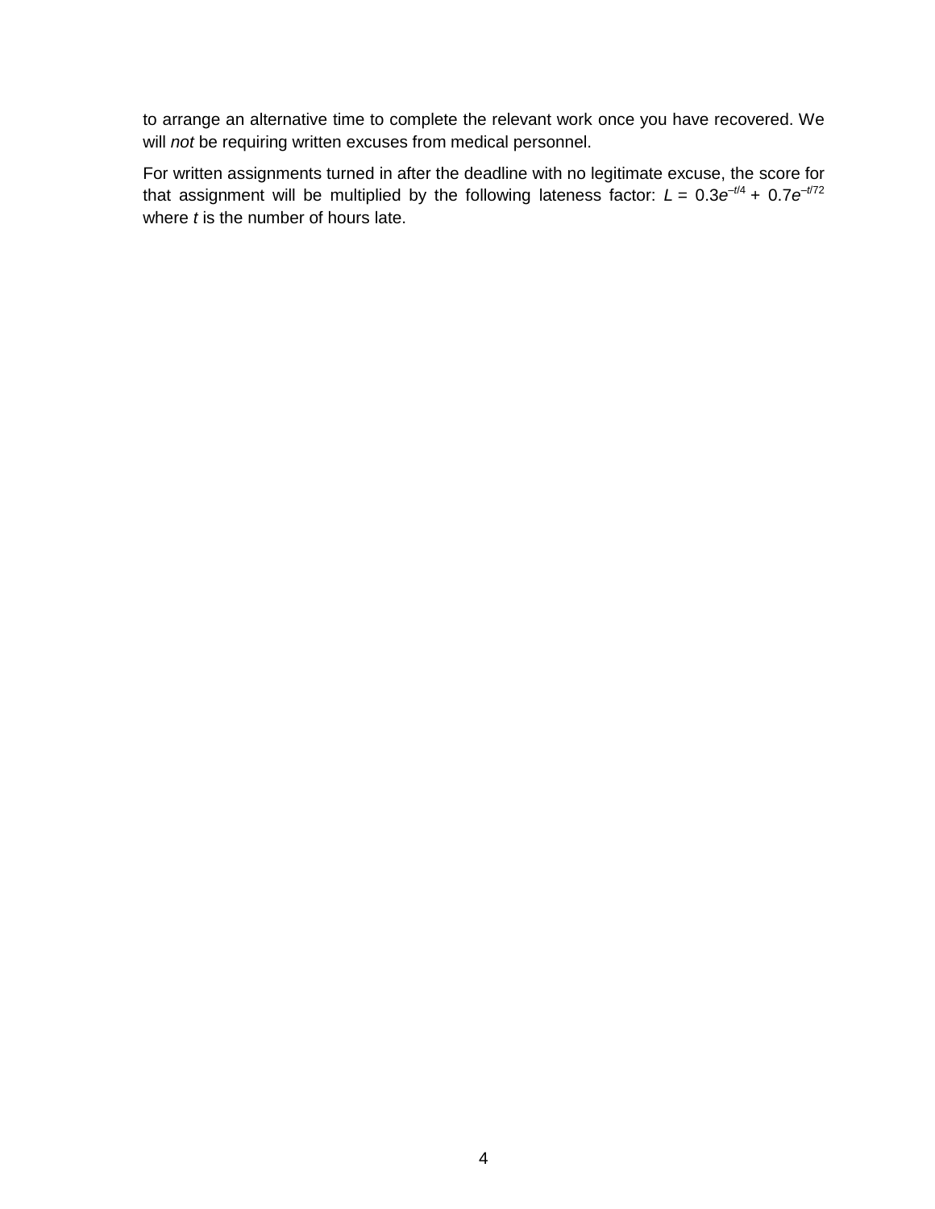to arrange an alternative time to complete the relevant work once you have recovered. We will *not* be requiring written excuses from medical personnel.

For written assignments turned in after the deadline with no legitimate excuse, the score for that assignment will be multiplied by the following lateness factor: $L = 0.3e^{-t/4} + 0.7e^{-t/72}$ where $t$ is the number of hours late.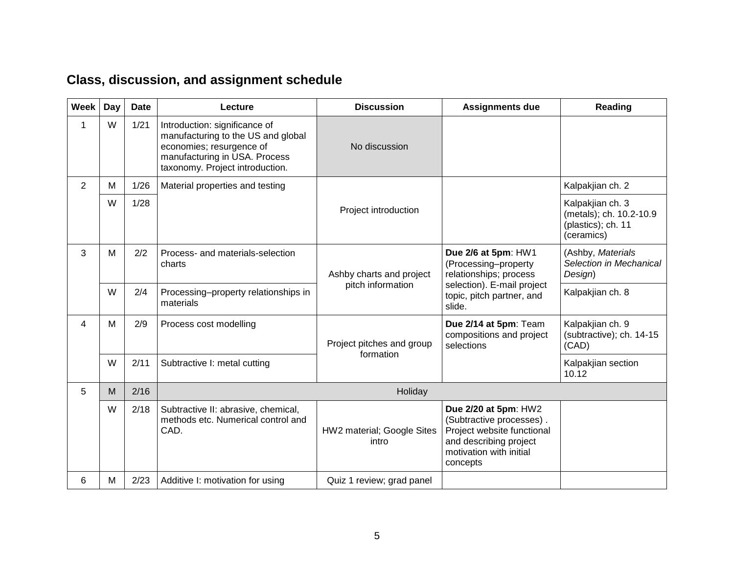## Class, discussion, and assignment schedule

| Week | Day | Date | Lecture | Discussion | Assignments due | Reading |
|---|---|---|---|---|---|---|
| 1 | W | 1/21 | Introduction: significance of manufacturing to the US and global economies; resurgence of manufacturing in USA. Process taxonomy. Project introduction. | No discussion | | |
| 2 | M | 1/26 | Material properties and testing | Project introduction | | Kalpakjian ch. 2 |
| | W | 1/28 | | | | Kalpakjian ch. 3 (metals); ch. 10.2-10.9 (plastics); ch. 11 (ceramics) |
| 3 | M | 2/2 | Process- and materials-selection charts | Ashby charts and project pitch information | **Due 2/6 at 5pm**: HW1 (Processing–property relationships; process selection). E-mail project topic, pitch partner, and slide. | (Ashby, *Materials Selection in Mechanical Design*) |
| | W | 2/4 | Processing–property relationships in materials | | | Kalpakjian ch. 8 |
| 4 | M | 2/9 | Process cost modelling | Project pitches and group formation | **Due 2/14 at 5pm**: Team compositions and project selections | Kalpakjian ch. 9 (subtractive); ch. 14-15 (CAD) |
| | W | 2/11 | Subtractive I: metal cutting | | | Kalpakjian section 10.12 |
| 5 | M | 2/16 | Holiday | | | |
| | W | 2/18 | Subtractive II: abrasive, chemical, methods etc. Numerical control and CAD. | HW2 material; Google Sites intro | **Due 2/20 at 5pm**: HW2 (Subtractive processes) . Project website functional and describing project motivation with initial concepts | |
| 6 | M | 2/23 | Additive I: motivation for using | Quiz 1 review; grad panel | | |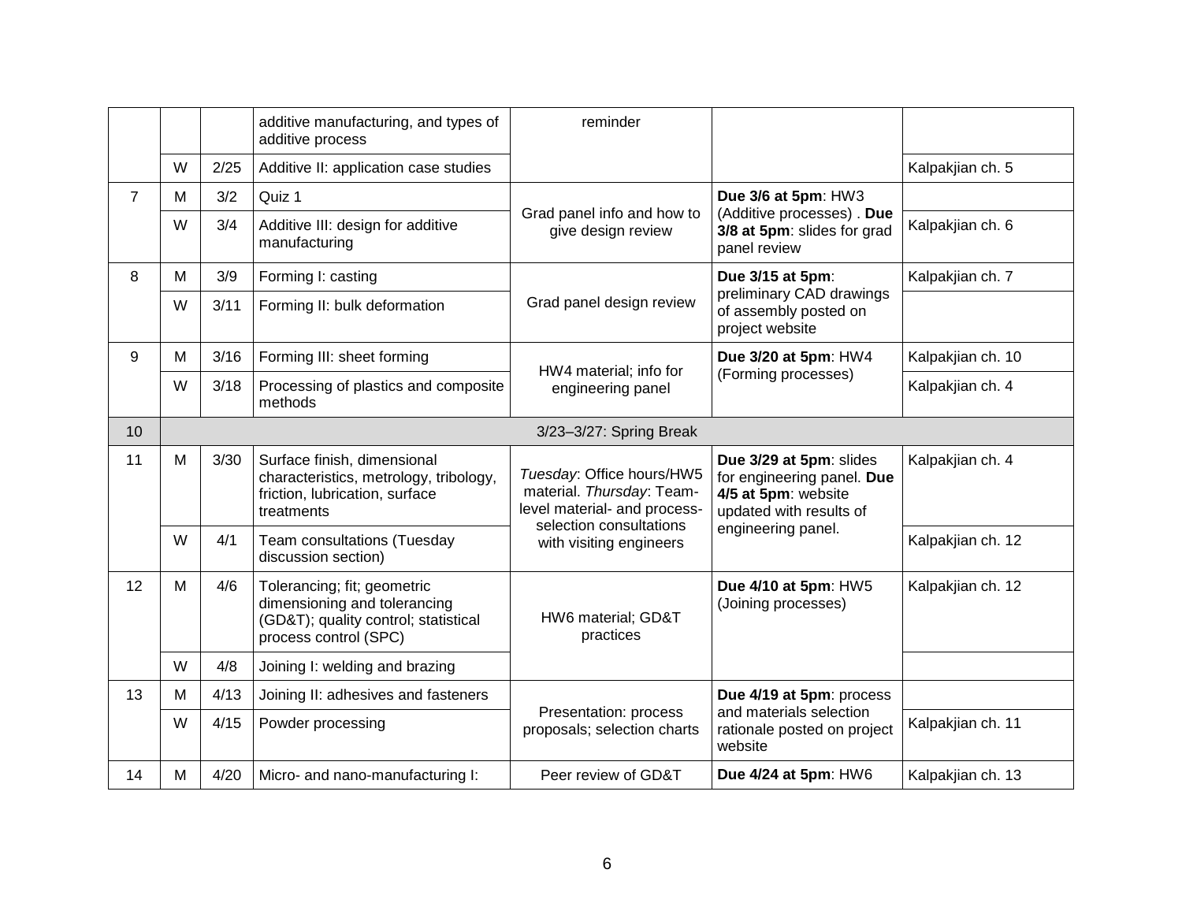| | | | additive manufacturing, and types of additive process | reminder | | |
|---|---|---|---|---|---|---|
| | W | 2/25 | Additive II: application case studies | | | Kalpakjian ch. 5 |
| 7 | M | 3/2 | Quiz 1 | Grad panel info and how to give design review | **Due 3/6 at 5pm**: HW3 (Additive processes) . **Due 3/8 at 5pm**: slides for grad panel review | |
| | W | 3/4 | Additive III: design for additive manufacturing | | | Kalpakjian ch. 6 |
| 8 | M | 3/9 | Forming I: casting | Grad panel design review | **Due 3/15 at 5pm**: preliminary CAD drawings of assembly posted on project website | Kalpakjian ch. 7 |
| | W | 3/11 | Forming II: bulk deformation | | | |
| 9 | M | 3/16 | Forming III: sheet forming | HW4 material; info for engineering panel | **Due 3/20 at 5pm**: HW4 (Forming processes) | Kalpakjian ch. 10 |
| | W | 3/18 | Processing of plastics and composite methods | | | Kalpakjian ch. 4 |
| 10 | 3/23–3/27: Spring Break | | | | | |
| 11 | M | 3/30 | Surface finish, dimensional characteristics, metrology, tribology, friction, lubrication, surface treatments | *Tuesday*: Office hours/HW5 material. *Thursday*: Team-level material- and process-selection consultations with visiting engineers | **Due 3/29 at 5pm**: slides for engineering panel. **Due 4/5 at 5pm**: website updated with results of engineering panel. | Kalpakjian ch. 4 |
| | W | 4/1 | Team consultations (Tuesday discussion section) | | | Kalpakjian ch. 12 |
| 12 | M | 4/6 | Tolerancing; fit; geometric dimensioning and tolerancing (GD&T); quality control; statistical process control (SPC) | HW6 material; GD&T practices | **Due 4/10 at 5pm**: HW5 (Joining processes) | Kalpakjian ch. 12 |
| | W | 4/8 | Joining I: welding and brazing | | | |
| 13 | M | 4/13 | Joining II: adhesives and fasteners | Presentation: process proposals; selection charts | **Due 4/19 at 5pm**: process and materials selection rationale posted on project website | |
| | W | 4/15 | Powder processing | | | Kalpakjian ch. 11 |
| 14 | M | 4/20 | Micro- and nano-manufacturing I: | Peer review of GD&T | **Due 4/24 at 5pm**: HW6 | Kalpakjian ch. 13 |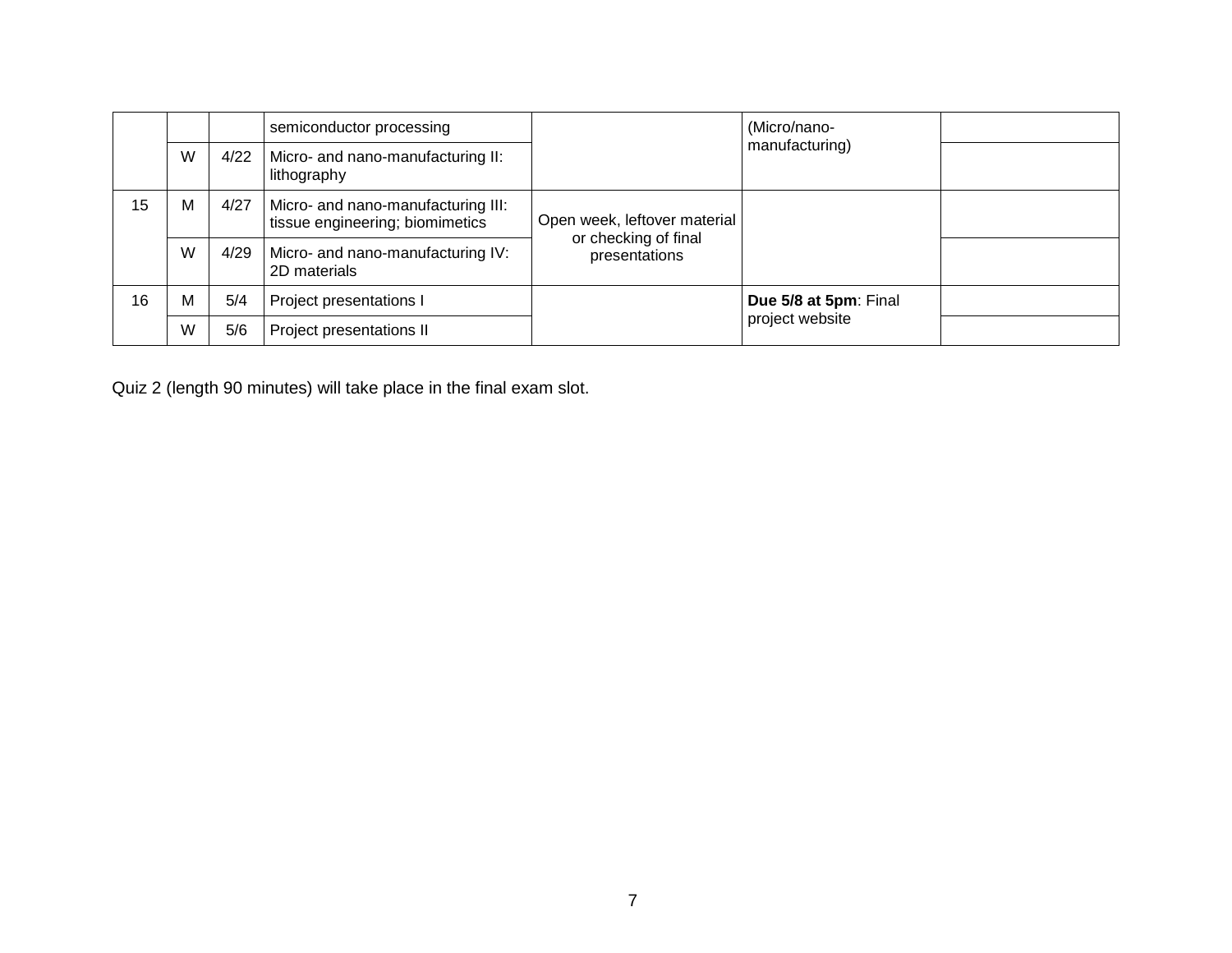| | | | | | | |
|---|---|---|---|---|---|---|
| | | | semiconductor processing | | (Micro/nano-manufacturing) | |
| | W | 4/22 | Micro- and nano-manufacturing II: lithography | | | |
| 15 | M | 4/27 | Micro- and nano-manufacturing III: tissue engineering; biomimetics | Open week, leftover material or checking of final presentations | | |
| | W | 4/29 | Micro- and nano-manufacturing IV: 2D materials | | | |
| 16 | M | 5/4 | Project presentations I | | **Due 5/8 at 5pm**: Final project website | |
| | W | 5/6 | Project presentations II | | | |

Quiz 2 (length 90 minutes) will take place in the final exam slot.